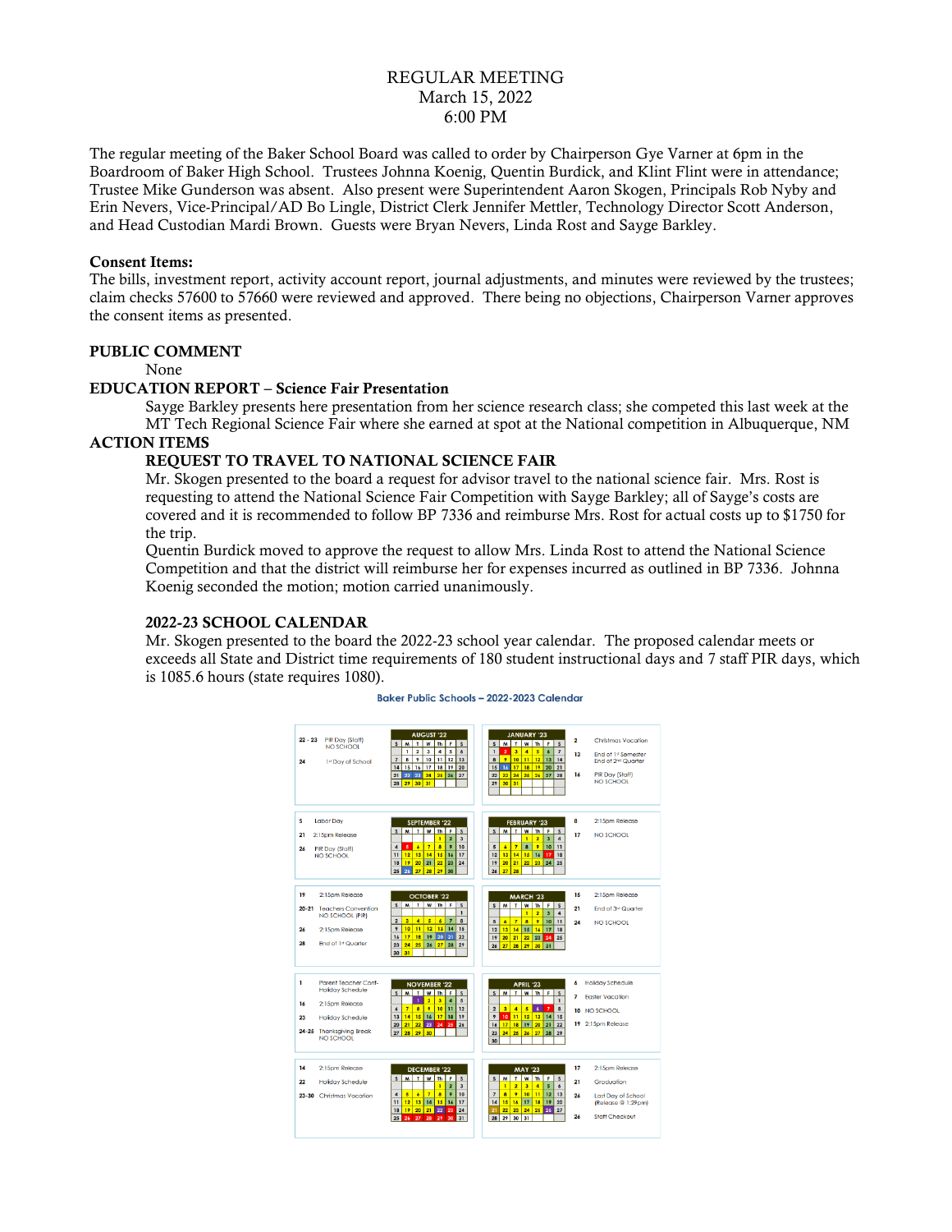# REGULAR MEETING
March 15, 2022
6:00 PM

The regular meeting of the Baker School Board was called to order by Chairperson Gye Varner at 6pm in the Boardroom of Baker High School. Trustees Johnna Koenig, Quentin Burdick, and Klint Flint were in attendance; Trustee Mike Gunderson was absent. Also present were Superintendent Aaron Skogen, Principals Rob Nyby and Erin Nevers, Vice-Principal/AD Bo Lingle, District Clerk Jennifer Mettler, Technology Director Scott Anderson, and Head Custodian Mardi Brown. Guests were Bryan Nevers, Linda Rost and Sayge Barkley.

**Consent Items:**
The bills, investment report, activity account report, journal adjustments, and minutes were reviewed by the trustees; claim checks 57600 to 57660 were reviewed and approved. There being no objections, Chairperson Varner approves the consent items as presented.

**PUBLIC COMMENT**

None

**EDUCATION REPORT – Science Fair Presentation**

Sayge Barkley presents here presentation from her science research class; she competed this last week at the MT Tech Regional Science Fair where she earned at spot at the National competition in Albuquerque, NM

**ACTION ITEMS**

**REQUEST TO TRAVEL TO NATIONAL SCIENCE FAIR**

Mr. Skogen presented to the board a request for advisor travel to the national science fair. Mrs. Rost is requesting to attend the National Science Fair Competition with Sayge Barkley; all of Sayge's costs are covered and it is recommended to follow BP 7336 and reimburse Mrs. Rost for actual costs up to $1750 for the trip.

Quentin Burdick moved to approve the request to allow Mrs. Linda Rost to attend the National Science Competition and that the district will reimburse her for expenses incurred as outlined in BP 7336. Johnna Koenig seconded the motion; motion carried unanimously.

**2022-23 SCHOOL CALENDAR**

Mr. Skogen presented to the board the 2022-23 school year calendar. The proposed calendar meets or exceeds all State and District time requirements of 180 student instructional days and 7 staff PIR days, which is 1085.6 hours (state requires 1080).

Baker Public Schools – 2022-2023 Calendar

| Date | Event | Month | Month | Date | Event |
|---|---|---|---|---|---|
| 22 - 23 | PIR Day (Staff) NO SCHOOL | AUGUST '22 | JANUARY '23 | 2 | Christmas Vacation |
| 24 | 1st Day of School | | | 13 | End of 1st Semester, End of 2nd Quarter |
| | | | | 16 | PIR Day (Staff) NO SCHOOL |
| 5 | Labor Day | SEPTEMBER '22 | FEBRUARY '23 | 8 | 2:15pm Release |
| 21 | 2:15pm Release | | | 17 | NO SCHOOL |
| 26 | PIR Day (Staff) NO SCHOOL | | | | |
| 19 | 2:15pm Release | OCTOBER '22 | MARCH '23 | 15 | 2:15pm Release |
| 20-21 | Teachers Convention NO SCHOOL (PIR) | | | 21 | End of 3rd Quarter |
| 26 | 2:15pm Release | | | 24 | NO SCHOOL |
| 28 | End of 1st Quarter | | | | |
| 1 | Parent Teacher Conf- Holiday Schedule | NOVEMBER '22 | APRIL '23 | 6 | Holiday Schedule |
| 16 | 2:15pm Release | | | 7 | Easter Vacation |
| 23 | Holiday Schedule | | | 10 | NO SCHOOL |
| 24-25 | Thanksgiving Break NO SCHOOL | | | 19 | 2:15pm Release |
| 14 | 2:15pm Release | DECEMBER '22 | MAY '23 | 17 | 2:15pm Release |
| 22 | Holiday Schedule | | | 21 | Graduation |
| 23-30 | Christmas Vacation | | | 26 | Last Day of School (Release @ 1:29pm) |
| | | | | 26 | Staff Checkout |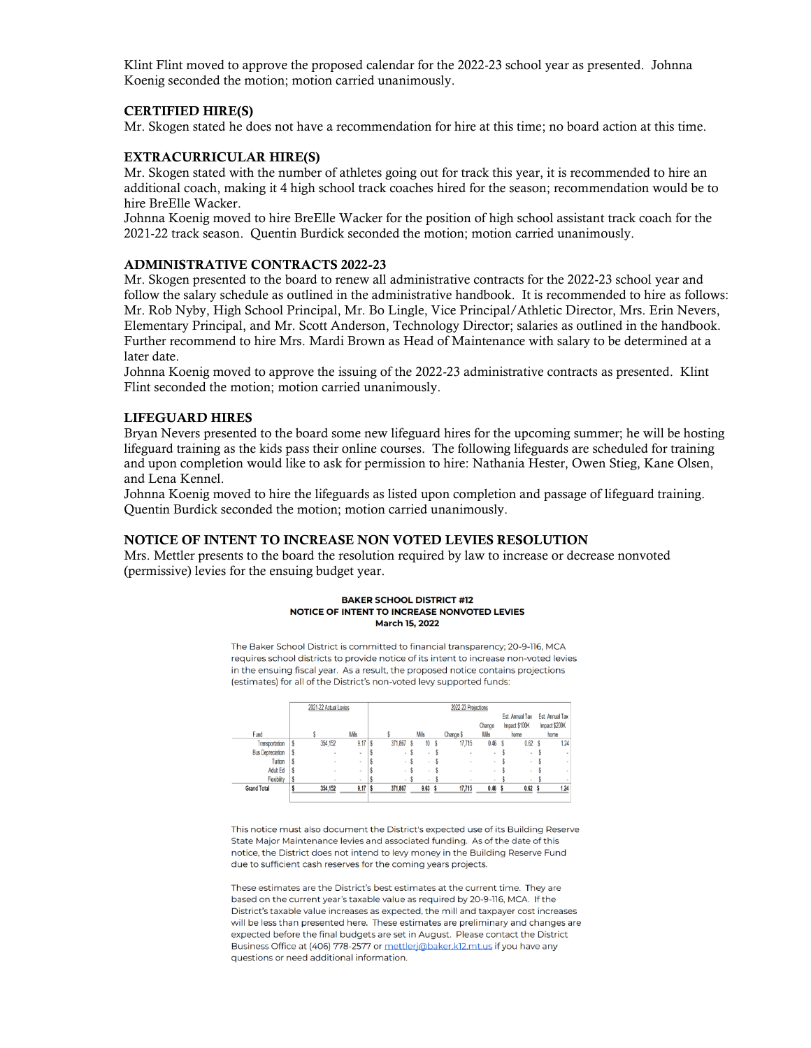Klint Flint moved to approve the proposed calendar for the 2022-23 school year as presented. Johnna Koenig seconded the motion; motion carried unanimously.

### CERTIFIED HIRE(S)

Mr. Skogen stated he does not have a recommendation for hire at this time; no board action at this time.

### EXTRACURRICULAR HIRE(S)

Mr. Skogen stated with the number of athletes going out for track this year, it is recommended to hire an additional coach, making it 4 high school track coaches hired for the season; recommendation would be to hire BreElle Wacker.

Johnna Koenig moved to hire BreElle Wacker for the position of high school assistant track coach for the 2021-22 track season. Quentin Burdick seconded the motion; motion carried unanimously.

### ADMINISTRATIVE CONTRACTS 2022-23

Mr. Skogen presented to the board to renew all administrative contracts for the 2022-23 school year and follow the salary schedule as outlined in the administrative handbook. It is recommended to hire as follows: Mr. Rob Nyby, High School Principal, Mr. Bo Lingle, Vice Principal/Athletic Director, Mrs. Erin Nevers, Elementary Principal, and Mr. Scott Anderson, Technology Director; salaries as outlined in the handbook. Further recommend to hire Mrs. Mardi Brown as Head of Maintenance with salary to be determined at a later date.

Johnna Koenig moved to approve the issuing of the 2022-23 administrative contracts as presented. Klint Flint seconded the motion; motion carried unanimously.

### LIFEGUARD HIRES

Bryan Nevers presented to the board some new lifeguard hires for the upcoming summer; he will be hosting lifeguard training as the kids pass their online courses. The following lifeguards are scheduled for training and upon completion would like to ask for permission to hire: Nathania Hester, Owen Stieg, Kane Olsen, and Lena Kennel.

Johnna Koenig moved to hire the lifeguards as listed upon completion and passage of lifeguard training. Quentin Burdick seconded the motion; motion carried unanimously.

### NOTICE OF INTENT TO INCREASE NON VOTED LEVIES RESOLUTION

Mrs. Mettler presents to the board the resolution required by law to increase or decrease nonvoted (permissive) levies for the ensuing budget year.

**BAKER SCHOOL DISTRICT #12**
**NOTICE OF INTENT TO INCREASE NONVOTED LEVIES**
**March 15, 2022**

The Baker School District is committed to financial transparency; 20-9-116, MCA requires school districts to provide notice of its intent to increase non-voted levies in the ensuing fiscal year. As a result, the proposed notice contains projections (estimates) for all of the District's non-voted levy supported funds:

| | 2021-22 Actual Levies | | 2022-23 Projections | | | | | |
|---|---|---|---|---|---|---|---|---|
| Fund | $ | Mills | $ | Mills | Change $ | Change Mills | Est. Annual Tax Impact $100K home | Est. Annual Tax Impact $200K home |
| Transportation | $ 354,152 | 9.17 | $ 371,867 | $ 10 | $ 17,715 | 0.46 | $ 0.62 | $ 1.24 |
| Bus Depreciation | $ - | - | $ - | $ - | $ - | - | $ - | $ - |
| Tuition | $ - | - | $ - | $ - | $ - | - | $ - | $ - |
| Adult Ed | $ - | - | $ - | $ - | $ - | - | $ - | $ - |
| Flexibility | $ - | - | $ - | $ - | $ - | - | $ - | $ - |
| **Grand Total** | **$ 354,152** | **9.17** | **$ 371,867** | **9.63** | **$ 17,715** | **0.46** | **$ 0.62** | **$ 1.24** |

This notice must also document the District's expected use of its Building Reserve State Major Maintenance levies and associated funding. As of the date of this notice, the District does not intend to levy money in the Building Reserve Fund due to sufficient cash reserves for the coming years projects.

These estimates are the District's best estimates at the current time. They are based on the current year's taxable value as required by 20-9-116, MCA. If the District's taxable value increases as expected, the mill and taxpayer cost increases will be less than presented here. These estimates are preliminary and changes are expected before the final budgets are set in August. Please contact the District Business Office at (406) 778-2577 or mettlerj@baker.k12.mt.us if you have any questions or need additional information.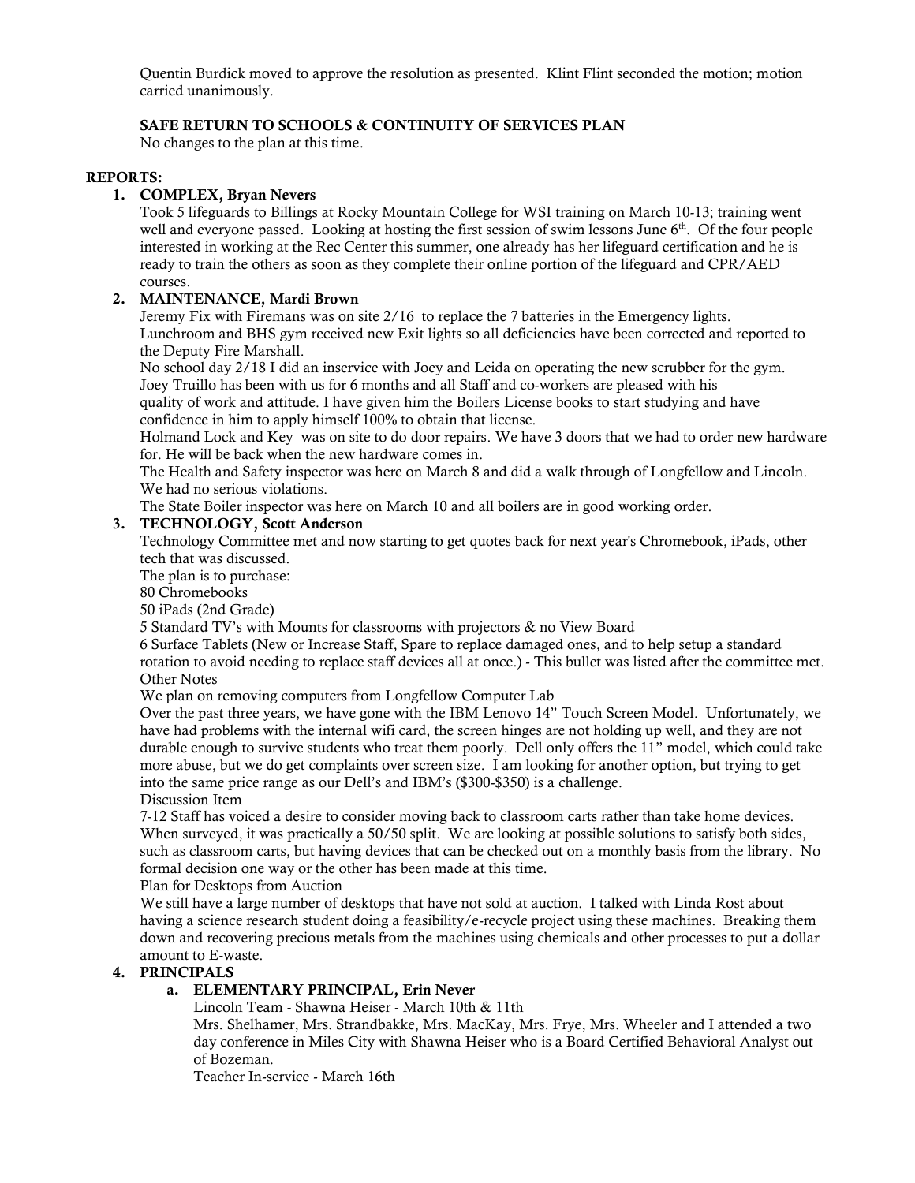Quentin Burdick moved to approve the resolution as presented. Klint Flint seconded the motion; motion carried unanimously.

**SAFE RETURN TO SCHOOLS & CONTINUITY OF SERVICES PLAN**

No changes to the plan at this time.

**REPORTS:**

1. **COMPLEX, Bryan Nevers**

   Took 5 lifeguards to Billings at Rocky Mountain College for WSI training on March 10-13; training went well and everyone passed. Looking at hosting the first session of swim lessons June 6th. Of the four people interested in working at the Rec Center this summer, one already has her lifeguard certification and he is ready to train the others as soon as they complete their online portion of the lifeguard and CPR/AED courses.

2. **MAINTENANCE, Mardi Brown**

   Jeremy Fix with Firemans was on site 2/16 to replace the 7 batteries in the Emergency lights.
   Lunchroom and BHS gym received new Exit lights so all deficiencies have been corrected and reported to the Deputy Fire Marshall.
   No school day 2/18 I did an inservice with Joey and Leida on operating the new scrubber for the gym.
   Joey Truillo has been with us for 6 months and all Staff and co-workers are pleased with his quality of work and attitude. I have given him the Boilers License books to start studying and have confidence in him to apply himself 100% to obtain that license.
   Holmand Lock and Key was on site to do door repairs. We have 3 doors that we had to order new hardware for. He will be back when the new hardware comes in.
   The Health and Safety inspector was here on March 8 and did a walk through of Longfellow and Lincoln. We had no serious violations.
   The State Boiler inspector was here on March 10 and all boilers are in good working order.

3. **TECHNOLOGY, Scott Anderson**

   Technology Committee met and now starting to get quotes back for next year's Chromebook, iPads, other tech that was discussed.
   The plan is to purchase:
   80 Chromebooks
   50 iPads (2nd Grade)
   5 Standard TV's with Mounts for classrooms with projectors & no View Board
   6 Surface Tablets (New or Increase Staff, Spare to replace damaged ones, and to help setup a standard rotation to avoid needing to replace staff devices all at once.) - This bullet was listed after the committee met.
   Other Notes
   We plan on removing computers from Longfellow Computer Lab
   Over the past three years, we have gone with the IBM Lenovo 14" Touch Screen Model. Unfortunately, we have had problems with the internal wifi card, the screen hinges are not holding up well, and they are not durable enough to survive students who treat them poorly. Dell only offers the 11" model, which could take more abuse, but we do get complaints over screen size. I am looking for another option, but trying to get into the same price range as our Dell's and IBM's ($300-$350) is a challenge.
   Discussion Item
   7-12 Staff has voiced a desire to consider moving back to classroom carts rather than take home devices. When surveyed, it was practically a 50/50 split. We are looking at possible solutions to satisfy both sides, such as classroom carts, but having devices that can be checked out on a monthly basis from the library. No formal decision one way or the other has been made at this time.
   Plan for Desktops from Auction
   We still have a large number of desktops that have not sold at auction. I talked with Linda Rost about having a science research student doing a feasibility/e-recycle project using these machines. Breaking them down and recovering precious metals from the machines using chemicals and other processes to put a dollar amount to E-waste.

4. **PRINCIPALS**

   a. **ELEMENTARY PRINCIPAL, Erin Never**

      Lincoln Team - Shawna Heiser - March 10th & 11th
      Mrs. Shelhamer, Mrs. Strandbakke, Mrs. MacKay, Mrs. Frye, Mrs. Wheeler and I attended a two day conference in Miles City with Shawna Heiser who is a Board Certified Behavioral Analyst out of Bozeman.
      Teacher In-service - March 16th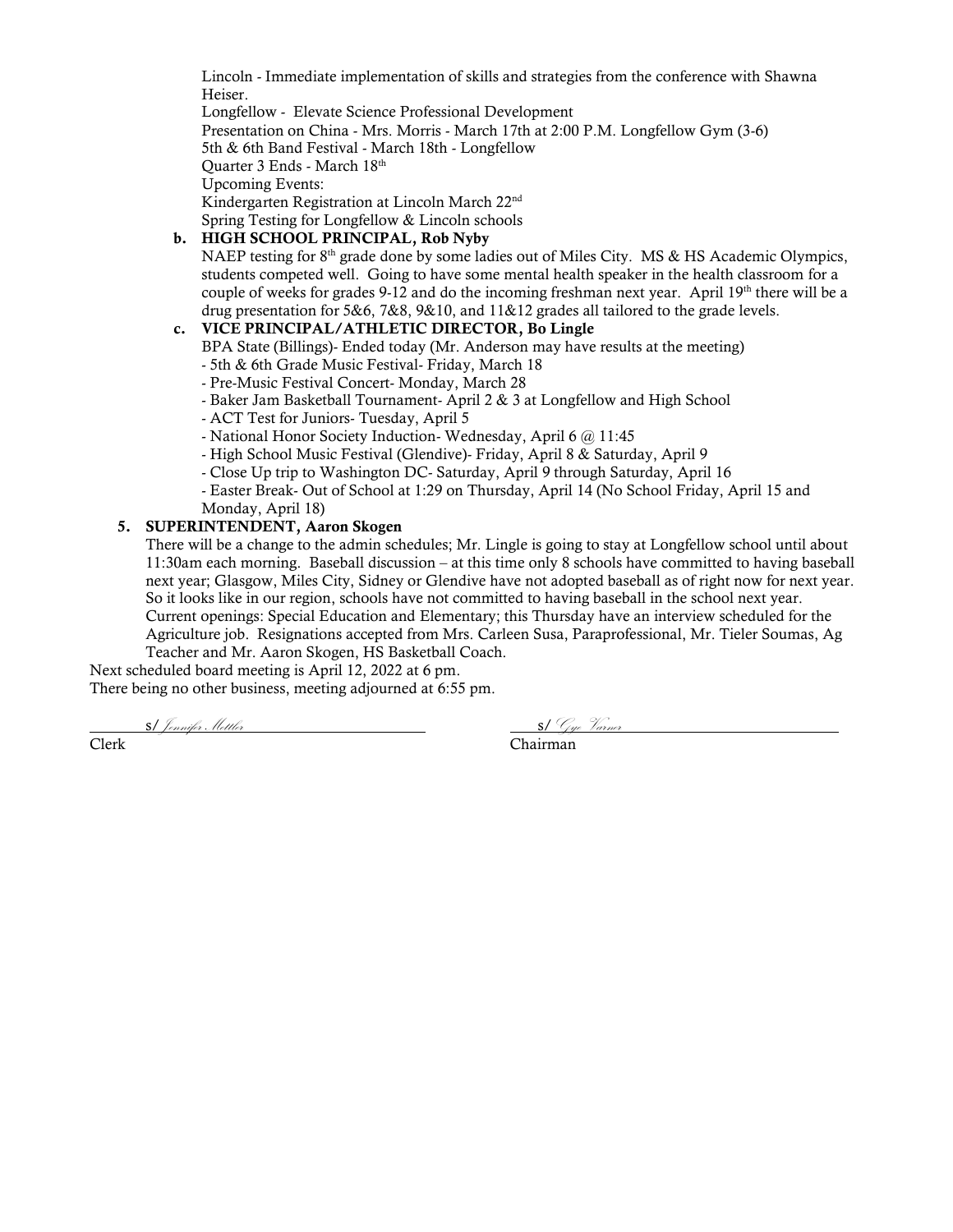Lincoln - Immediate implementation of skills and strategies from the conference with Shawna Heiser.
Longfellow - Elevate Science Professional Development
Presentation on China - Mrs. Morris - March 17th at 2:00 P.M. Longfellow Gym (3-6)
5th & 6th Band Festival - March 18th - Longfellow
Quarter 3 Ends - March 18th
Upcoming Events:
Kindergarten Registration at Lincoln March 22nd
Spring Testing for Longfellow & Lincoln schools

**b. HIGH SCHOOL PRINCIPAL, Rob Nyby**

NAEP testing for 8th grade done by some ladies out of Miles City. MS & HS Academic Olympics, students competed well. Going to have some mental health speaker in the health classroom for a couple of weeks for grades 9-12 and do the incoming freshman next year. April 19th there will be a drug presentation for 5&6, 7&8, 9&10, and 11&12 grades all tailored to the grade levels.

**c. VICE PRINCIPAL/ATHLETIC DIRECTOR, Bo Lingle**

BPA State (Billings)- Ended today (Mr. Anderson may have results at the meeting)
- 5th & 6th Grade Music Festival- Friday, March 18
- Pre-Music Festival Concert- Monday, March 28
- Baker Jam Basketball Tournament- April 2 & 3 at Longfellow and High School
- ACT Test for Juniors- Tuesday, April 5
- National Honor Society Induction- Wednesday, April 6 @ 11:45
- High School Music Festival (Glendive)- Friday, April 8 & Saturday, April 9
- Close Up trip to Washington DC- Saturday, April 9 through Saturday, April 16
- Easter Break- Out of School at 1:29 on Thursday, April 14 (No School Friday, April 15 and Monday, April 18)

**5. SUPERINTENDENT, Aaron Skogen**

There will be a change to the admin schedules; Mr. Lingle is going to stay at Longfellow school until about 11:30am each morning. Baseball discussion – at this time only 8 schools have committed to having baseball next year; Glasgow, Miles City, Sidney or Glendive have not adopted baseball as of right now for next year. So it looks like in our region, schools have not committed to having baseball in the school next year. Current openings: Special Education and Elementary; this Thursday have an interview scheduled for the Agriculture job. Resignations accepted from Mrs. Carleen Susa, Paraprofessional, Mr. Tieler Soumas, Ag Teacher and Mr. Aaron Skogen, HS Basketball Coach.

Next scheduled board meeting is April 12, 2022 at 6 pm.
There being no other business, meeting adjourned at 6:55 pm.

s/ *Jennifer Mettler*
Clerk

s/ *Gye Varner*
Chairman